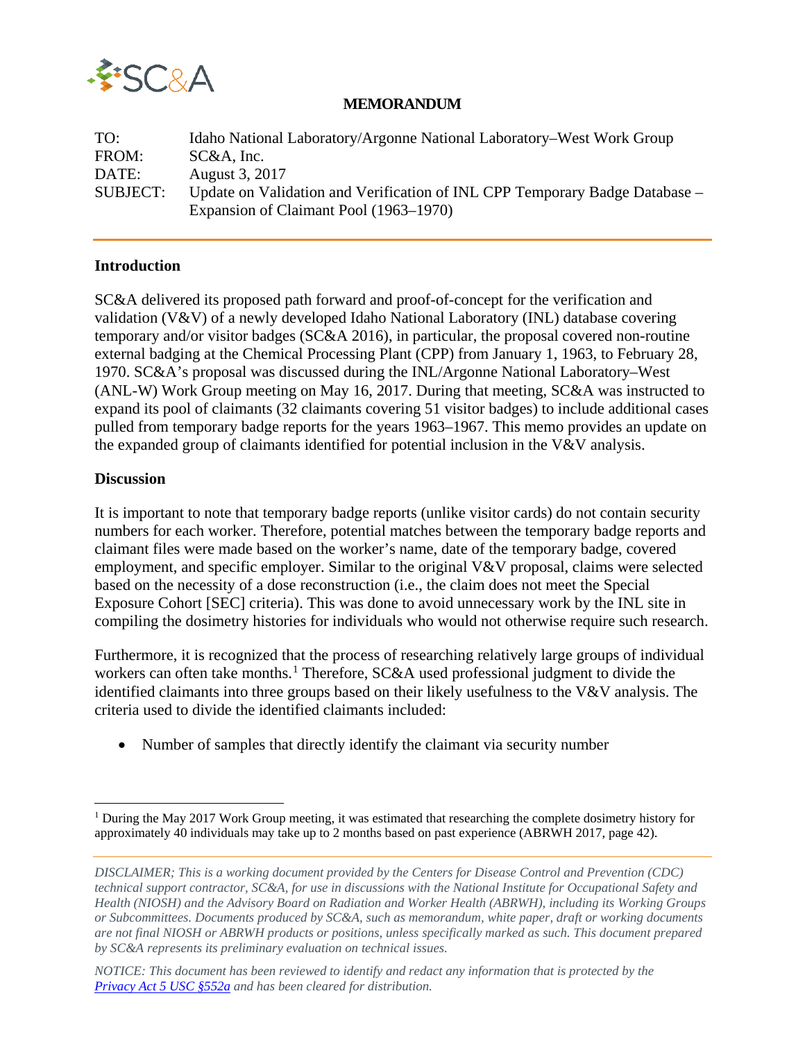**MEMORANDUM**

TO: Idaho National Laboratory/Argonne National Laboratory–West Work Group
FROM: SC&A, Inc.
DATE: August 3, 2017
SUBJECT: Update on Validation and Verification of INL CPP Temporary Badge Database – Expansion of Claimant Pool (1963–1970)

## Introduction

SC&A delivered its proposed path forward and proof-of-concept for the verification and validation (V&V) of a newly developed Idaho National Laboratory (INL) database covering temporary and/or visitor badges (SC&A 2016), in particular, the proposal covered non-routine external badging at the Chemical Processing Plant (CPP) from January 1, 1963, to February 28, 1970. SC&A's proposal was discussed during the INL/Argonne National Laboratory–West (ANL-W) Work Group meeting on May 16, 2017. During that meeting, SC&A was instructed to expand its pool of claimants (32 claimants covering 51 visitor badges) to include additional cases pulled from temporary badge reports for the years 1963–1967. This memo provides an update on the expanded group of claimants identified for potential inclusion in the V&V analysis.

## Discussion

It is important to note that temporary badge reports (unlike visitor cards) do not contain security numbers for each worker. Therefore, potential matches between the temporary badge reports and claimant files were made based on the worker's name, date of the temporary badge, covered employment, and specific employer. Similar to the original V&V proposal, claims were selected based on the necessity of a dose reconstruction (i.e., the claim does not meet the Special Exposure Cohort [SEC] criteria). This was done to avoid unnecessary work by the INL site in compiling the dosimetry histories for individuals who would not otherwise require such research.

Furthermore, it is recognized that the process of researching relatively large groups of individual workers can often take months.[1] Therefore, SC&A used professional judgment to divide the identified claimants into three groups based on their likely usefulness to the V&V analysis. The criteria used to divide the identified claimants included:

- Number of samples that directly identify the claimant via security number

[1] During the May 2017 Work Group meeting, it was estimated that researching the complete dosimetry history for approximately 40 individuals may take up to 2 months based on past experience (ABRWH 2017, page 42).

*DISCLAIMER; This is a working document provided by the Centers for Disease Control and Prevention (CDC) technical support contractor, SC&A, for use in discussions with the National Institute for Occupational Safety and Health (NIOSH) and the Advisory Board on Radiation and Worker Health (ABRWH), including its Working Groups or Subcommittees. Documents produced by SC&A, such as memorandum, white paper, draft or working documents are not final NIOSH or ABRWH products or positions, unless specifically marked as such. This document prepared by SC&A represents its preliminary evaluation on technical issues.*

*NOTICE: This document has been reviewed to identify and redact any information that is protected by the Privacy Act 5 USC §552a and has been cleared for distribution.*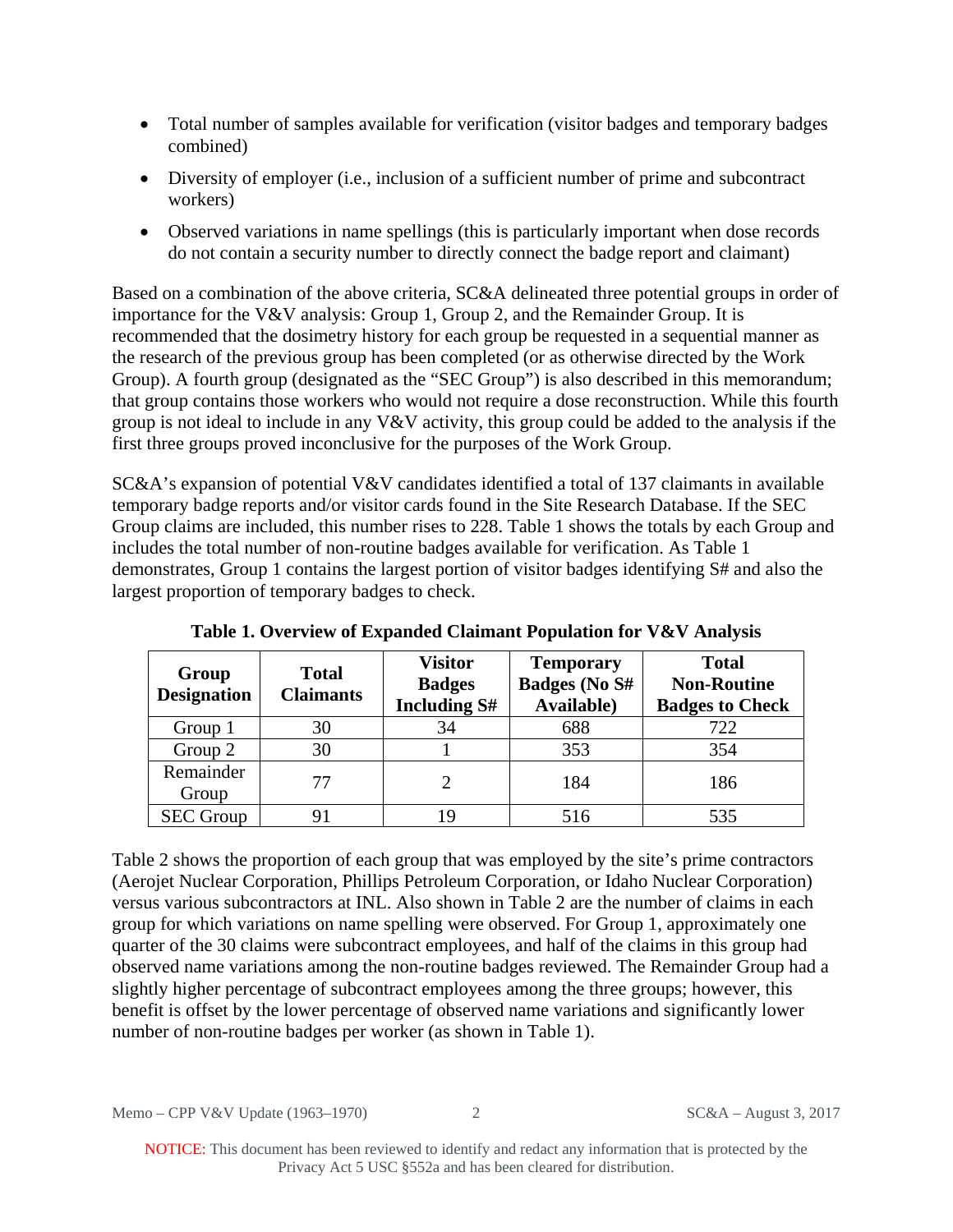- Total number of samples available for verification (visitor badges and temporary badges combined)
- Diversity of employer (i.e., inclusion of a sufficient number of prime and subcontract workers)
- Observed variations in name spellings (this is particularly important when dose records do not contain a security number to directly connect the badge report and claimant)

Based on a combination of the above criteria, SC&A delineated three potential groups in order of importance for the V&V analysis: Group 1, Group 2, and the Remainder Group. It is recommended that the dosimetry history for each group be requested in a sequential manner as the research of the previous group has been completed (or as otherwise directed by the Work Group). A fourth group (designated as the "SEC Group") is also described in this memorandum; that group contains those workers who would not require a dose reconstruction. While this fourth group is not ideal to include in any V&V activity, this group could be added to the analysis if the first three groups proved inconclusive for the purposes of the Work Group.

SC&A's expansion of potential V&V candidates identified a total of 137 claimants in available temporary badge reports and/or visitor cards found in the Site Research Database. If the SEC Group claims are included, this number rises to 228. Table 1 shows the totals by each Group and includes the total number of non-routine badges available for verification. As Table 1 demonstrates, Group 1 contains the largest portion of visitor badges identifying S# and also the largest proportion of temporary badges to check.

**Table 1. Overview of Expanded Claimant Population for V&V Analysis**

| Group Designation | Total Claimants | Visitor Badges Including S# | Temporary Badges (No S# Available) | Total Non-Routine Badges to Check |
|---|---|---|---|---|
| Group 1 | 30 | 34 | 688 | 722 |
| Group 2 | 30 | 1 | 353 | 354 |
| Remainder Group | 77 | 2 | 184 | 186 |
| SEC Group | 91 | 19 | 516 | 535 |

Table 2 shows the proportion of each group that was employed by the site's prime contractors (Aerojet Nuclear Corporation, Phillips Petroleum Corporation, or Idaho Nuclear Corporation) versus various subcontractors at INL. Also shown in Table 2 are the number of claims in each group for which variations on name spelling were observed. For Group 1, approximately one quarter of the 30 claims were subcontract employees, and half of the claims in this group had observed name variations among the non-routine badges reviewed. The Remainder Group had a slightly higher percentage of subcontract employees among the three groups; however, this benefit is offset by the lower percentage of observed name variations and significantly lower number of non-routine badges per worker (as shown in Table 1).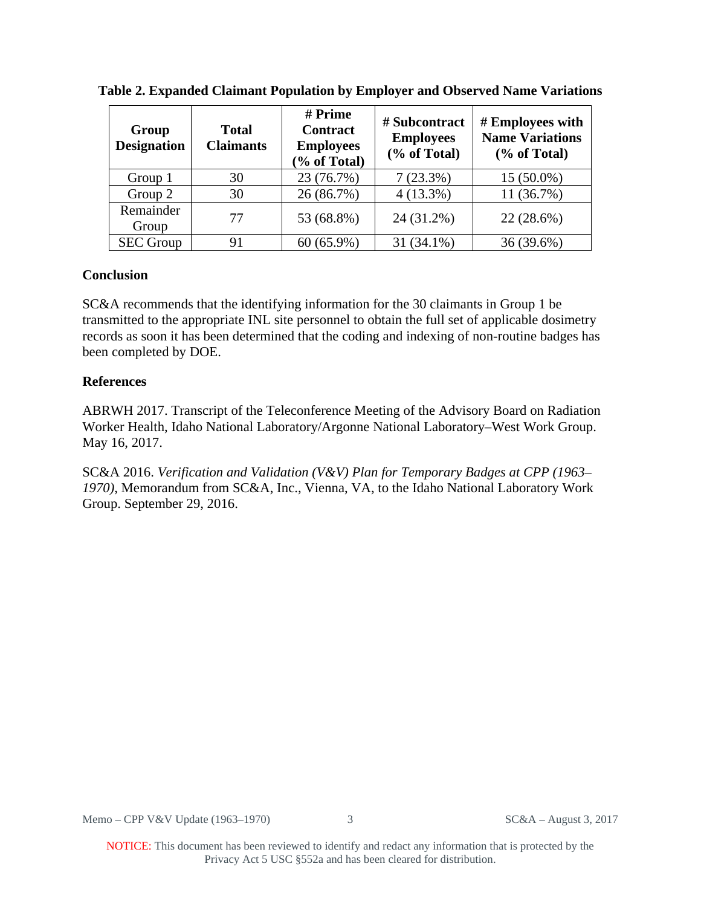**Table 2. Expanded Claimant Population by Employer and Observed Name Variations**

| Group Designation | Total Claimants | # Prime Contract Employees (% of Total) | # Subcontract Employees (% of Total) | # Employees with Name Variations (% of Total) |
|---|---|---|---|---|
| Group 1 | 30 | 23 (76.7%) | 7 (23.3%) | 15 (50.0%) |
| Group 2 | 30 | 26 (86.7%) | 4 (13.3%) | 11 (36.7%) |
| Remainder Group | 77 | 53 (68.8%) | 24 (31.2%) | 22 (28.6%) |
| SEC Group | 91 | 60 (65.9%) | 31 (34.1%) | 36 (39.6%) |

## Conclusion

SC&A recommends that the identifying information for the 30 claimants in Group 1 be transmitted to the appropriate INL site personnel to obtain the full set of applicable dosimetry records as soon it has been determined that the coding and indexing of non-routine badges has been completed by DOE.

## References

ABRWH 2017. Transcript of the Teleconference Meeting of the Advisory Board on Radiation Worker Health, Idaho National Laboratory/Argonne National Laboratory–West Work Group. May 16, 2017.

SC&A 2016. *Verification and Validation (V&V) Plan for Temporary Badges at CPP (1963–1970)*, Memorandum from SC&A, Inc., Vienna, VA, to the Idaho National Laboratory Work Group. September 29, 2016.

NOTICE: This document has been reviewed to identify and redact any information that is protected by the Privacy Act 5 USC §552a and has been cleared for distribution.